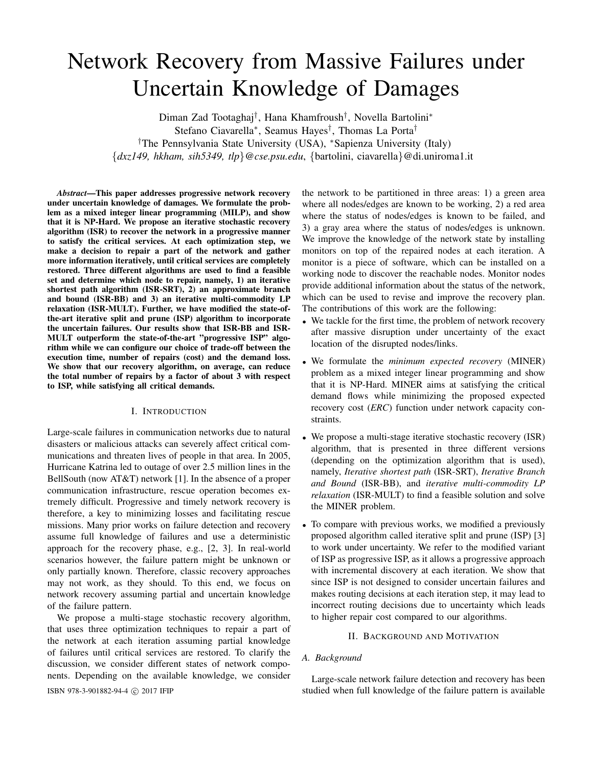# Network Recovery from Massive Failures under Uncertain Knowledge of Damages

Diman Zad Tootaghaj[†], Hana Khamfroush[†], Novella Bartolini[*]
Stefano Ciavarella[*], Seamus Hayes[†], Thomas La Porta[†]
[†]The Pennsylvania State University (USA), [*]Sapienza University (Italy)
{*dxz149, hkham, sih5349, tlp*}@*cse.psu.edu*, {bartolini, ciavarella}@di.uniroma1.it

***Abstract*—This paper addresses progressive network recovery under uncertain knowledge of damages. We formulate the problem as a mixed integer linear programming (MILP), and show that it is NP-Hard. We propose an iterative stochastic recovery algorithm (ISR) to recover the network in a progressive manner to satisfy the critical services. At each optimization step, we make a decision to repair a part of the network and gather more information iteratively, until critical services are completely restored. Three different algorithms are used to find a feasible set and determine which node to repair, namely, 1) an iterative shortest path algorithm (ISR-SRT), 2) an approximate branch and bound (ISR-BB) and 3) an iterative multi-commodity LP relaxation (ISR-MULT). Further, we have modified the state-of-the-art iterative split and prune (ISP) algorithm to incorporate the uncertain failures. Our results show that ISR-BB and ISR-MULT outperform the state-of-the-art "progressive ISP" algorithm while we can configure our choice of trade-off between the execution time, number of repairs (cost) and the demand loss. We show that our recovery algorithm, on average, can reduce the total number of repairs by a factor of about 3 with respect to ISP, while satisfying all critical demands.**

## I. Introduction

Large-scale failures in communication networks due to natural disasters or malicious attacks can severely affect critical communications and threaten lives of people in that area. In 2005, Hurricane Katrina led to outage of over 2.5 million lines in the BellSouth (now AT&T) network [1]. In the absence of a proper communication infrastructure, rescue operation becomes extremely difficult. Progressive and timely network recovery is therefore, a key to minimizing losses and facilitating rescue missions. Many prior works on failure detection and recovery assume full knowledge of failures and use a deterministic approach for the recovery phase, e.g., [2, 3]. In real-world scenarios however, the failure pattern might be unknown or only partially known. Therefore, classic recovery approaches may not work, as they should. To this end, we focus on network recovery assuming partial and uncertain knowledge of the failure pattern.

We propose a multi-stage stochastic recovery algorithm, that uses three optimization techniques to repair a part of the network at each iteration assuming partial knowledge of failures until critical services are restored. To clarify the discussion, we consider different states of network components. Depending on the available knowledge, we consider the network to be partitioned in three areas: 1) a green area where all nodes/edges are known to be working, 2) a red area where the status of nodes/edges is known to be failed, and 3) a gray area where the status of nodes/edges is unknown. We improve the knowledge of the network state by installing monitors on top of the repaired nodes at each iteration. A monitor is a piece of software, which can be installed on a working node to discover the reachable nodes. Monitor nodes provide additional information about the status of the network, which can be used to revise and improve the recovery plan. The contributions of this work are the following:

- We tackle for the first time, the problem of network recovery after massive disruption under uncertainty of the exact location of the disrupted nodes/links.
- We formulate the *minimum expected recovery* (MINER) problem as a mixed integer linear programming and show that it is NP-Hard. MINER aims at satisfying the critical demand flows while minimizing the proposed expected recovery cost (*ERC*) function under network capacity constraints.
- We propose a multi-stage iterative stochastic recovery (ISR) algorithm, that is presented in three different versions (depending on the optimization algorithm that is used), namely, *Iterative shortest path* (ISR-SRT), *Iterative Branch and Bound* (ISR-BB), and *iterative multi-commodity LP relaxation* (ISR-MULT) to find a feasible solution and solve the MINER problem.
- To compare with previous works, we modified a previously proposed algorithm called iterative split and prune (ISP) [3] to work under uncertainty. We refer to the modified variant of ISP as progressive ISP, as it allows a progressive approach with incremental discovery at each iteration. We show that since ISP is not designed to consider uncertain failures and makes routing decisions at each iteration step, it may lead to incorrect routing decisions due to uncertainty which leads to higher repair cost compared to our algorithms.

## II. Background and Motivation

### A. Background

Large-scale network failure detection and recovery has been studied when full knowledge of the failure pattern is available

ISBN 978-3-901882-94-4 © 2017 IFIP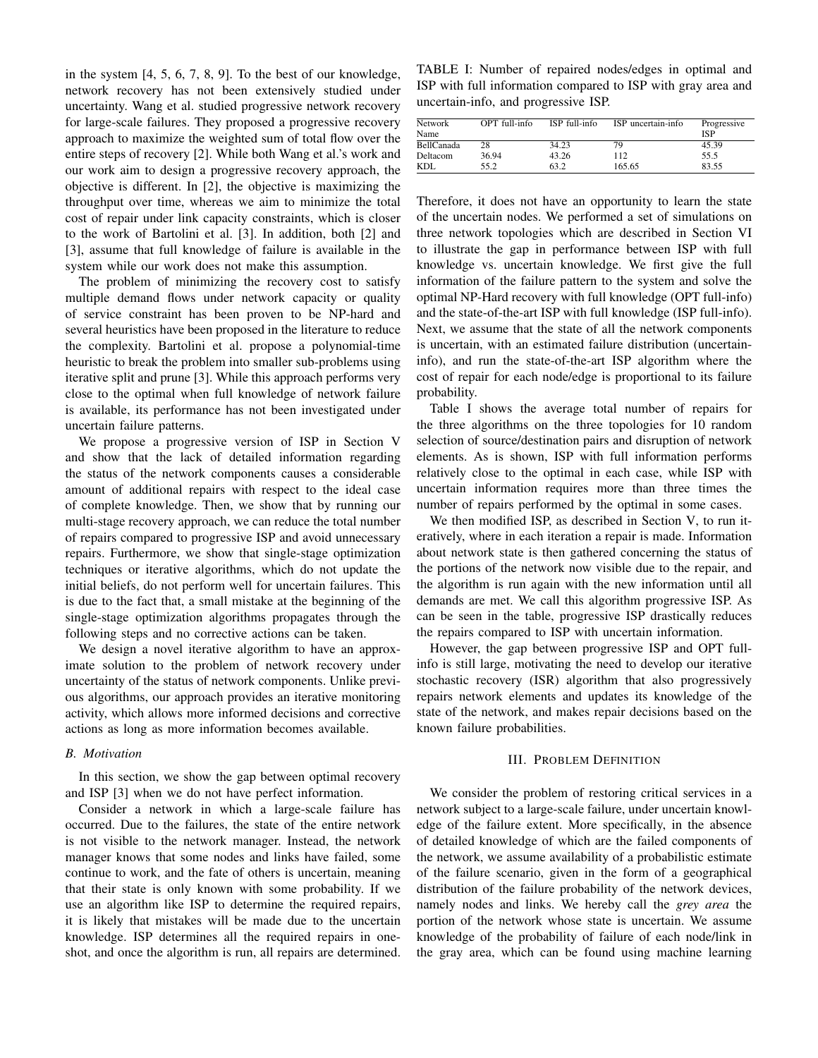in the system [4, 5, 6, 7, 8, 9]. To the best of our knowledge, network recovery has not been extensively studied under uncertainty. Wang et al. studied progressive network recovery for large-scale failures. They proposed a progressive recovery approach to maximize the weighted sum of total flow over the entire steps of recovery [2]. While both Wang et al.'s work and our work aim to design a progressive recovery approach, the objective is different. In [2], the objective is maximizing the throughput over time, whereas we aim to minimize the total cost of repair under link capacity constraints, which is closer to the work of Bartolini et al. [3]. In addition, both [2] and [3], assume that full knowledge of failure is available in the system while our work does not make this assumption.

The problem of minimizing the recovery cost to satisfy multiple demand flows under network capacity or quality of service constraint has been proven to be NP-hard and several heuristics have been proposed in the literature to reduce the complexity. Bartolini et al. propose a polynomial-time heuristic to break the problem into smaller sub-problems using iterative split and prune [3]. While this approach performs very close to the optimal when full knowledge of network failure is available, its performance has not been investigated under uncertain failure patterns.

We propose a progressive version of ISP in Section V and show that the lack of detailed information regarding the status of the network components causes a considerable amount of additional repairs with respect to the ideal case of complete knowledge. Then, we show that by running our multi-stage recovery approach, we can reduce the total number of repairs compared to progressive ISP and avoid unnecessary repairs. Furthermore, we show that single-stage optimization techniques or iterative algorithms, which do not update the initial beliefs, do not perform well for uncertain failures. This is due to the fact that, a small mistake at the beginning of the single-stage optimization algorithms propagates through the following steps and no corrective actions can be taken.

We design a novel iterative algorithm to have an approximate solution to the problem of network recovery under uncertainty of the status of network components. Unlike previous algorithms, our approach provides an iterative monitoring activity, which allows more informed decisions and corrective actions as long as more information becomes available.

### B. Motivation

In this section, we show the gap between optimal recovery and ISP [3] when we do not have perfect information.

Consider a network in which a large-scale failure has occurred. Due to the failures, the state of the entire network is not visible to the network manager. Instead, the network manager knows that some nodes and links have failed, some continue to work, and the fate of others is uncertain, meaning that their state is only known with some probability. If we use an algorithm like ISP to determine the required repairs, it is likely that mistakes will be made due to the uncertain knowledge. ISP determines all the required repairs in one-shot, and once the algorithm is run, all repairs are determined. Therefore, it does not have an opportunity to learn the state of the uncertain nodes. We performed a set of simulations on three network topologies which are described in Section VI to illustrate the gap in performance between ISP with full knowledge vs. uncertain knowledge. We first give the full information of the failure pattern to the system and solve the optimal NP-Hard recovery with full knowledge (OPT full-info) and the state-of-the-art ISP with full knowledge (ISP full-info). Next, we assume that the state of all the network components is uncertain, with an estimated failure distribution (uncertain-info), and run the state-of-the-art ISP algorithm where the cost of repair for each node/edge is proportional to its failure probability.

TABLE I: Number of repaired nodes/edges in optimal and ISP with full information compared to ISP with gray area and uncertain-info, and progressive ISP.

| Network Name | OPT full-info | ISP full-info | ISP uncertain-info | Progressive ISP |
|---|---|---|---|---|
| BellCanada | 28 | 34.23 | 79 | 45.39 |
| Deltacom | 36.94 | 43.26 | 112 | 55.5 |
| KDL | 55.2 | 63.2 | 165.65 | 83.55 |

Table I shows the average total number of repairs for the three algorithms on the three topologies for 10 random selection of source/destination pairs and disruption of network elements. As is shown, ISP with full information performs relatively close to the optimal in each case, while ISP with uncertain information requires more than three times the number of repairs performed by the optimal in some cases.

We then modified ISP, as described in Section V, to run iteratively, where in each iteration a repair is made. Information about network state is then gathered concerning the status of the portions of the network now visible due to the repair, and the algorithm is run again with the new information until all demands are met. We call this algorithm progressive ISP. As can be seen in the table, progressive ISP drastically reduces the repairs compared to ISP with uncertain information.

However, the gap between progressive ISP and OPT full-info is still large, motivating the need to develop our iterative stochastic recovery (ISR) algorithm that also progressively repairs network elements and updates its knowledge of the state of the network, and makes repair decisions based on the known failure probabilities.

## III. Problem Definition

We consider the problem of restoring critical services in a network subject to a large-scale failure, under uncertain knowledge of the failure extent. More specifically, in the absence of detailed knowledge of which are the failed components of the network, we assume availability of a probabilistic estimate of the failure scenario, given in the form of a geographical distribution of the failure probability of the network devices, namely nodes and links. We hereby call the *grey area* the portion of the network whose state is uncertain. We assume knowledge of the probability of failure of each node/link in the gray area, which can be found using machine learning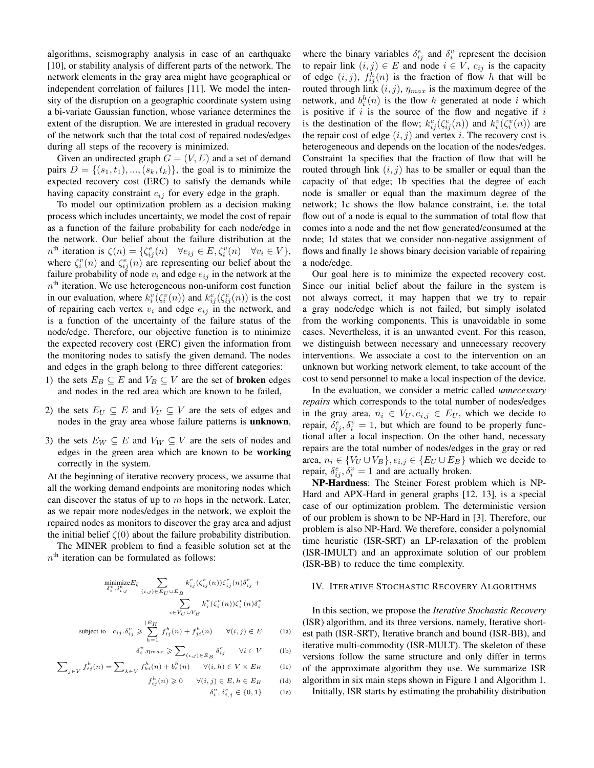algorithms, seismography analysis in case of an earthquake [10], or stability analysis of different parts of the network. The network elements in the gray area might have geographical or independent correlation of failures [11]. We model the intensity of the disruption on a geographic coordinate system using a bi-variate Gaussian function, whose variance determines the extent of the disruption. We are interested in gradual recovery of the network such that the total cost of repaired nodes/edges during all steps of the recovery is minimized.

Given an undirected graph $G = (V, E)$ and a set of demand pairs $D = \{(s_1, t_1), ..., (s_k, t_k)\}$, the goal is to minimize the expected recovery cost (ERC) to satisfy the demands while having capacity constraint $c_{ij}$ for every edge in the graph.

To model our optimization problem as a decision making process which includes uncertainty, we model the cost of repair as a function of the failure probability for each node/edge in the network. Our belief about the failure distribution at the $n^{\text{th}}$ iteration is $\zeta(n) = \{\zeta^e_{ij}(n) \quad \forall e_{ij} \in E, \zeta^v_i(n) \quad \forall v_i \in V\}$, where $\zeta^v_i(n)$ and $\zeta^e_{ij}(n)$ are representing our belief about the failure probability of node $v_i$ and edge $e_{ij}$ in the network at the $n^{\text{th}}$ iteration. We use heterogeneous non-uniform cost function in our evaluation, where $k^v_i(\zeta^v_i(n))$ and $k^e_{ij}(\zeta^e_{ij}(n))$ is the cost of repairing each vertex $v_i$ and edge $e_{ij}$ in the network, and is a function of the uncertainty of the failure status of the node/edge. Therefore, our objective function is to minimize the expected recovery cost (ERC) given the information from the monitoring nodes to satisfy the given demand. The nodes and edges in the graph belong to three different categories:

1) the sets $E_B \subseteq E$ and $V_B \subseteq V$ are the set of **broken** edges and nodes in the red area which are known to be failed,
2) the sets $E_U \subseteq E$ and $V_U \subseteq V$ are the sets of edges and nodes in the gray area whose failure patterns is **unknown**,
3) the sets $E_W \subseteq E$ and $V_W \subseteq V$ are the sets of nodes and edges in the green area which are known to be **working** correctly in the system.

At the beginning of iterative recovery process, we assume that all the working demand endpoints are monitoring nodes which can discover the status of up to $m$ hops in the network. Later, as we repair more nodes/edges in the network, we exploit the repaired nodes as monitors to discover the gray area and adjust the initial belief $\zeta(0)$ about the failure probability distribution.

The MINER problem to find a feasible solution set at the $n^{\text{th}}$ iteration can be formulated as follows:

$$\underset{\delta^v_i, \delta^e_{i,j}}{\text{minimize}} E_\zeta \sum_{(i,j) \in E_U \cup E_B} k^e_{ij}(\zeta^e_{ij}(n))\zeta^e_{ij}(n)\delta^e_{ij} + \sum_{i \in V_U \cup V_B} k^v_i(\zeta^v_i(n))\zeta^v_i(n)\delta^v_i$$

$$\text{subject to} \quad c_{ij}.\delta^v_{ij} \geqslant \sum_{h=1}^{|E_H|} f^h_{ij}(n) + f^h_{ji}(n) \qquad \forall (i,j) \in E \tag{1a}$$

$$\delta^v_i.\eta_{max} \geqslant \sum\nolimits_{(i,j) \in E_B} \delta^e_{ij} \qquad \forall i \in V \tag{1b}$$

$$\sum\nolimits_{j \in V} f^h_{ij}(n) = \sum\nolimits_{k \in V} f^h_{ki}(n) + b^h_i(n) \qquad \forall (i,h) \in V \times E_H \tag{1c}$$

$$f^h_{ij}(n) \geqslant 0 \qquad \forall (i,j) \in E, h \in E_H \tag{1d}$$

$$\delta^v_i, \delta^e_{i,j} \in \{0,1\} \tag{1e}$$

where the binary variables $\delta^e_{ij}$ and $\delta^v_i$ represent the decision to repair link $(i,j) \in E$ and node $i \in V$, $c_{ij}$ is the capacity of edge $(i,j)$, $f^h_{ij}(n)$ is the fraction of flow $h$ that will be routed through link $(i,j)$, $\eta_{max}$ is the maximum degree of the network, and $b^h_i(n)$ is the flow $h$ generated at node $i$ which is positive if $i$ is the source of the flow and negative if $i$ is the destination of the flow; $k^e_{ij}(\zeta^e_{ij}(n))$ and $k^v_i(\zeta^v_i(n))$ are the repair cost of edge $(i,j)$ and vertex $i$. The recovery cost is heterogeneous and depends on the location of the nodes/edges. Constraint 1a specifies that the fraction of flow that will be routed through link $(i,j)$ has to be smaller or equal than the capacity of that edge; 1b specifies that the degree of each node is smaller or equal than the maximum degree of the network; 1c shows the flow balance constraint, i.e. the total flow out of a node is equal to the summation of total flow that comes into a node and the net flow generated/consumed at the node; 1d states that we consider non-negative assignment of flows and finally 1e shows binary decision variable of repairing a node/edge.

Our goal here is to minimize the expected recovery cost. Since our initial belief about the failure in the system is not always correct, it may happen that we try to repair a gray node/edge which is not failed, but simply isolated from the working components. This is unavoidable in some cases. Nevertheless, it is an unwanted event. For this reason, we distinguish between necessary and unnecessary recovery interventions. We associate a cost to the intervention on an unknown but working network element, to take account of the cost to send personnel to make a local inspection of the device.

In the evaluation, we consider a metric called *unnecessary repairs* which corresponds to the total number of nodes/edges in the gray area, $n_i \in V_U, e_{i,j} \in E_U$, which we decide to repair, $\delta^e_{ij}, \delta^v_i = 1$, but which are found to be properly functional after a local inspection. On the other hand, necessary repairs are the total number of nodes/edges in the gray or red area, $n_i \in \{V_U \cup V_B\}, e_{i,j} \in \{E_U \cup E_B\}$ which we decide to repair, $\delta^e_{ij}, \delta^v_i = 1$ and are actually broken.

**NP-Hardness**: The Steiner Forest problem which is NP-Hard and APX-Hard in general graphs [12, 13], is a special case of our optimization problem. The deterministic version of our problem is shown to be NP-Hard in [3]. Therefore, our problem is also NP-Hard. We therefore, consider a polynomial time heuristic (ISR-SRT) an LP-relaxation of the problem (ISR-IMULT) and an approximate solution of our problem (ISR-BB) to reduce the time complexity.

## IV. Iterative Stochastic Recovery Algorithms

In this section, we propose the *Iterative Stochastic Recovery* (ISR) algorithm, and its three versions, namely, Iterative shortest path (ISR-SRT), Iterative branch and bound (ISR-BB), and iterative multi-commodity (ISR-MULT). The skeleton of these versions follow the same structure and only differ in terms of the approximate algorithm they use. We summarize ISR algorithm in six main steps shown in Figure 1 and Algorithm 1.

Initially, ISR starts by estimating the probability distribution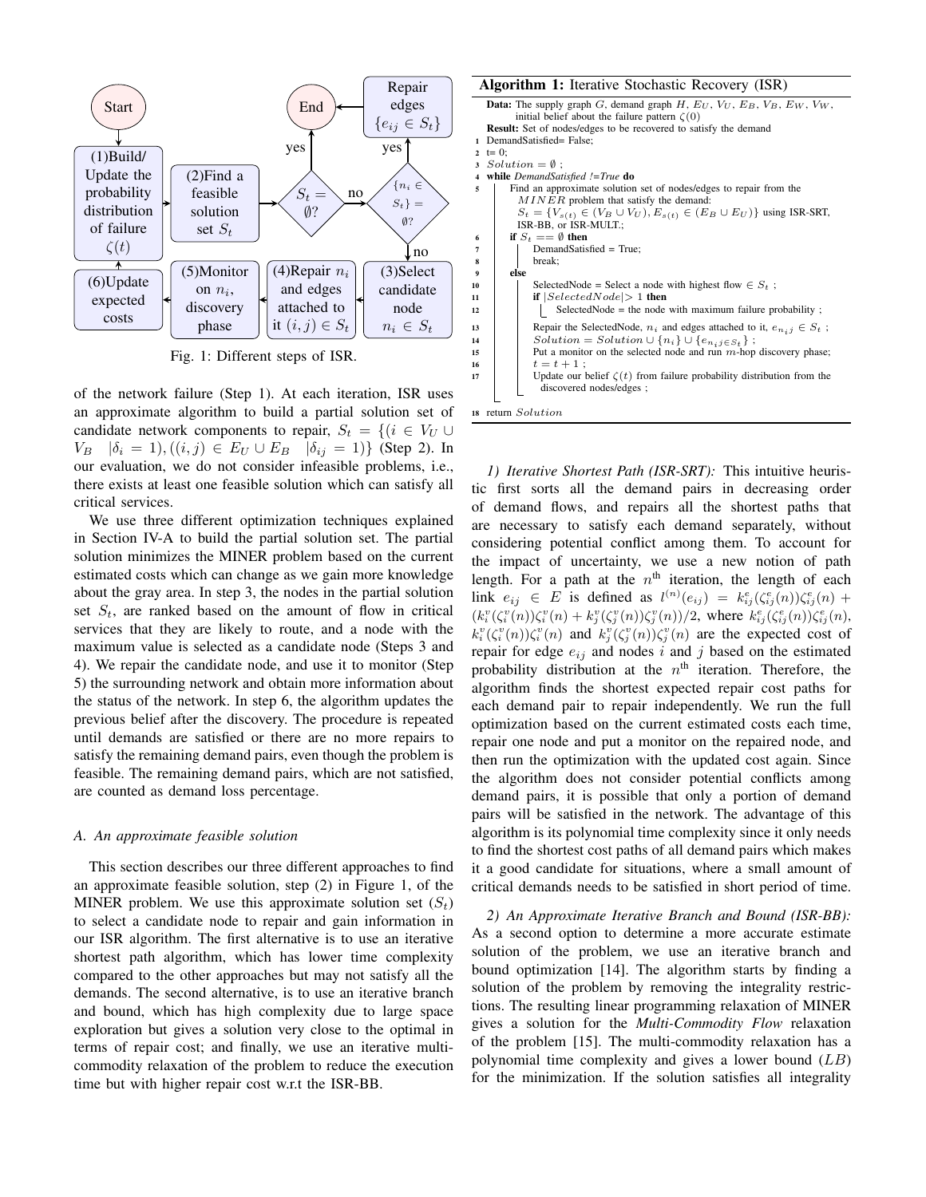Fig. 1: Different steps of ISR.

of the network failure (Step 1). At each iteration, ISR uses an approximate algorithm to build a partial solution set of candidate network components to repair, $S_t = \{(i \in V_U \cup V_B \quad |\delta_i = 1), ((i,j) \in E_U \cup E_B \quad |\delta_{ij} = 1)\}$ (Step 2). In our evaluation, we do not consider infeasible problems, i.e., there exists at least one feasible solution which can satisfy all critical services.

We use three different optimization techniques explained in Section IV-A to build the partial solution set. The partial solution minimizes the MINER problem based on the current estimated costs which can change as we gain more knowledge about the gray area. In step 3, the nodes in the partial solution set $S_t$, are ranked based on the amount of flow in critical services that they are likely to route, and a node with the maximum value is selected as a candidate node (Steps 3 and 4). We repair the candidate node, and use it to monitor (Step 5) the surrounding network and obtain more information about the status of the network. In step 6, the algorithm updates the previous belief after the discovery. The procedure is repeated until demands are satisfied or there are no more repairs to satisfy the remaining demand pairs, even though the problem is feasible. The remaining demand pairs, which are not satisfied, are counted as demand loss percentage.

### A. An approximate feasible solution

This section describes our three different approaches to find an approximate feasible solution, step (2) in Figure 1, of the MINER problem. We use this approximate solution set ($S_t$) to select a candidate node to repair and gain information in our ISR algorithm. The first alternative is to use an iterative shortest path algorithm, which has lower time complexity compared to the other approaches but may not satisfy all the demands. The second alternative, is to use an iterative branch and bound, which has high complexity due to large space exploration but gives a solution very close to the optimal in terms of repair cost; and finally, we use an iterative multi-commodity relaxation of the problem to reduce the execution time but with higher repair cost w.r.t the ISR-BB.

**Algorithm 1:** Iterative Stochastic Recovery (ISR)

```
Data: The supply graph G, demand graph H, E_U, V_U, E_B, V_B, E_W, V_W,
      initial belief about the failure pattern ζ(0)
Result: Set of nodes/edges to be recovered to satisfy the demand
1  DemandSatisfied= False;
2  t= 0;
3  Solution = ∅ ;
4  while DemandSatisfied !=True do
5      Find an approximate solution set of nodes/edges to repair from the
       MINER problem that satisfy the demand:
       S_t = {V_s(t) ∈ (V_B ∪ V_U), E_s(t) ∈ (E_B ∪ E_U)} using ISR-SRT,
       ISR-BB, or ISR-MULT.;
6      if S_t == ∅ then
7          DemandSatisfied = True;
8          break;
9      else
10         SelectedNode = Select a node with highest flow ∈ S_t ;
11         if |SelectedNode| > 1 then
12             SelectedNode = the node with maximum failure probability ;
13         Repair the SelectedNode, n_i and edges attached to it, e_{n_i j} ∈ S_t ;
14         Solution = Solution ∪ {n_i} ∪ {e_{n_i j ∈ S_t}} ;
15         Put a monitor on the selected node and run m-hop discovery phase;
16         t = t + 1 ;
17         Update our belief ζ(t) from failure probability distribution from the
           discovered nodes/edges ;
18 return Solution
```

*1) Iterative Shortest Path (ISR-SRT):* This intuitive heuristic first sorts all the demand pairs in decreasing order of demand flows, and repairs all the shortest paths that are necessary to satisfy each demand separately, without considering potential conflict among them. To account for the impact of uncertainty, we use a new notion of path length. For a path at the $n^{\text{th}}$ iteration, the length of each link $e_{ij} \in E$ is defined as $l^{(n)}(e_{ij}) = k^e_{ij}(\zeta^e_{ij}(n))\zeta^e_{ij}(n) + (k^v_i(\zeta^v_i(n))\zeta^v_i(n) + k^v_j(\zeta^v_j(n))\zeta^v_j(n))/2$, where $k^e_{ij}(\zeta^e_{ij}(n))\zeta^e_{ij}(n)$, $k^v_i(\zeta^v_i(n))\zeta^v_i(n)$ and $k^v_j(\zeta^v_j(n))\zeta^v_j(n)$ are the expected cost of repair for edge $e_{ij}$ and nodes $i$ and $j$ based on the estimated probability distribution at the $n^{\text{th}}$ iteration. Therefore, the algorithm finds the shortest expected repair cost paths for each demand pair to repair independently. We run the full optimization based on the current estimated costs each time, repair one node and put a monitor on the repaired node, and then run the optimization with the updated cost again. Since the algorithm does not consider potential conflicts among demand pairs, it is possible that only a portion of demand pairs will be satisfied in the network. The advantage of this algorithm is its polynomial time complexity since it only needs to find the shortest cost paths of all demand pairs which makes it a good candidate for situations, where a small amount of critical demands needs to be satisfied in short period of time.

*2) An Approximate Iterative Branch and Bound (ISR-BB):* As a second option to determine a more accurate estimate solution of the problem, we use an iterative branch and bound optimization [14]. The algorithm starts by finding a solution of the problem by removing the integrality restrictions. The resulting linear programming relaxation of MINER gives a solution for the *Multi-Commodity Flow* relaxation of the problem [15]. The multi-commodity relaxation has a polynomial time complexity and gives a lower bound ($LB$) for the minimization. If the solution satisfies all integrality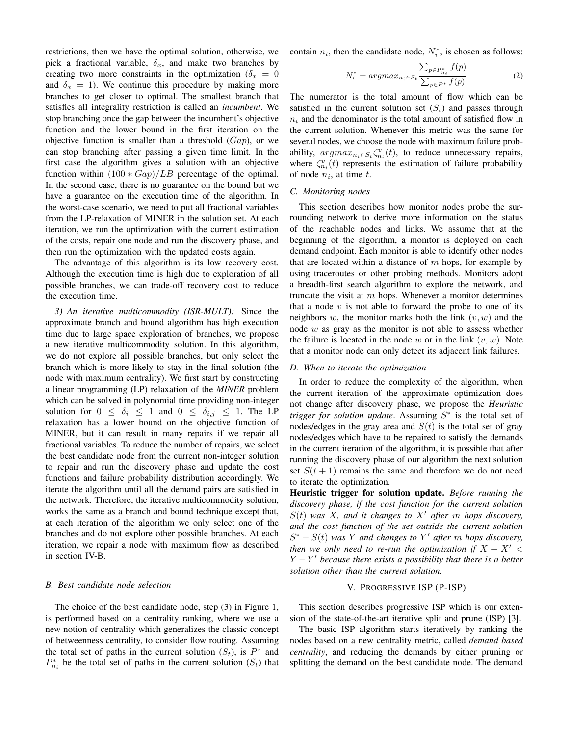restrictions, then we have the optimal solution, otherwise, we pick a fractional variable, $\delta_x$, and make two branches by creating two more constraints in the optimization ($\delta_x = 0$ and $\delta_x = 1$). We continue this procedure by making more branches to get closer to optimal. The smallest branch that satisfies all integrality restriction is called an *incumbent*. We stop branching once the gap between the incumbent's objective function and the lower bound in the first iteration on the objective function is smaller than a threshold ($Gap$), or we can stop branching after passing a given time limit. In the first case the algorithm gives a solution with an objective function within $(100 * Gap)/LB$ percentage of the optimal. In the second case, there is no guarantee on the bound but we have a guarantee on the execution time of the algorithm. In the worst-case scenario, we need to put all fractional variables from the LP-relaxation of MINER in the solution set. At each iteration, we run the optimization with the current estimation of the costs, repair one node and run the discovery phase, and then run the optimization with the updated costs again.

The advantage of this algorithm is its low recovery cost. Although the execution time is high due to exploration of all possible branches, we can trade-off recovery cost to reduce the execution time.

*3) An iterative multicommodity (ISR-MULT):* Since the approximate branch and bound algorithm has high execution time due to large space exploration of branches, we propose a new iterative multicommodity solution. In this algorithm, we do not explore all possible branches, but only select the branch which is more likely to stay in the final solution (the node with maximum centrality). We first start by constructing a linear programming (LP) relaxation of the ***MINER*** problem which can be solved in polynomial time providing non-integer solution for $0 \leq \delta_i \leq 1$ and $0 \leq \delta_{i,j} \leq 1$. The LP relaxation has a lower bound on the objective function of MINER, but it can result in many repairs if we repair all fractional variables. To reduce the number of repairs, we select the best candidate node from the current non-integer solution to repair and run the discovery phase and update the cost functions and failure probability distribution accordingly. We iterate the algorithm until all the demand pairs are satisfied in the network. Therefore, the iterative multicommodity solution, works the same as a branch and bound technique except that, at each iteration of the algorithm we only select one of the branches and do not explore other possible branches. At each iteration, we repair a node with maximum flow as described in section IV-B.

### B. Best candidate node selection

The choice of the best candidate node, step (3) in Figure 1, is performed based on a centrality ranking, where we use a new notion of centrality which generalizes the classic concept of betweenness centrality, to consider flow routing. Assuming the total set of paths in the current solution ($S_t$), is $P^*$ and $P^*_{n_i}$ be the total set of paths in the current solution ($S_t$) that contain $n_i$, then the candidate node, $N^*_i$, is chosen as follows:

$$N^*_i = argmax_{n_i \in S_t} \frac{\sum_{p \in P^*_{n_i}} f(p)}{\sum_{p \in P^*} f(p)} \tag{2}$$

The numerator is the total amount of flow which can be satisfied in the current solution set ($S_t$) and passes through $n_i$ and the denominator is the total amount of satisfied flow in the current solution. Whenever this metric was the same for several nodes, we choose the node with maximum failure probability, $argmax_{n_i \in S_t} \zeta^v_{n_i}(t)$, to reduce unnecessary repairs, where $\zeta^v_{n_i}(t)$ represents the estimation of failure probability of node $n_i$, at time $t$.

### C. Monitoring nodes

This section describes how monitor nodes probe the surrounding network to derive more information on the status of the reachable nodes and links. We assume that at the beginning of the algorithm, a monitor is deployed on each demand endpoint. Each monitor is able to identify other nodes that are located within a distance of $m$-hops, for example by using traceroutes or other probing methods. Monitors adopt a breadth-first search algorithm to explore the network, and truncate the visit at $m$ hops. Whenever a monitor determines that a node $v$ is not able to forward the probe to one of its neighbors $w$, the monitor marks both the link $(v, w)$ and the node $w$ as gray as the monitor is not able to assess whether the failure is located in the node $w$ or in the link $(v, w)$. Note that a monitor node can only detect its adjacent link failures.

### D. When to iterate the optimization

In order to reduce the complexity of the algorithm, when the current iteration of the approximate optimization does not change after discovery phase, we propose the *Heuristic trigger for solution update*. Assuming $S^*$ is the total set of nodes/edges in the gray area and $S(t)$ is the total set of gray nodes/edges which have to be repaired to satisfy the demands in the current iteration of the algorithm, it is possible that after running the discovery phase of our algorithm the next solution set $S(t + 1)$ remains the same and therefore we do not need to iterate the optimization.

**Heuristic trigger for solution update.** *Before running the discovery phase, if the cost function for the current solution $S(t)$ was $X$, and it changes to $X'$ after $m$ hops discovery, and the cost function of the set outside the current solution $S^* - S(t)$ was $Y$ and changes to $Y'$ after $m$ hops discovery, then we only need to re-run the optimization if $X - X' < Y - Y'$ because there exists a possibility that there is a better solution other than the current solution.*

## V. Progressive ISP (P-ISP)

This section describes progressive ISP which is our extension of the state-of-the-art iterative split and prune (ISP) [3].

The basic ISP algorithm starts iteratively by ranking the nodes based on a new centrality metric, called *demand based centrality*, and reducing the demands by either pruning or splitting the demand on the best candidate node. The demand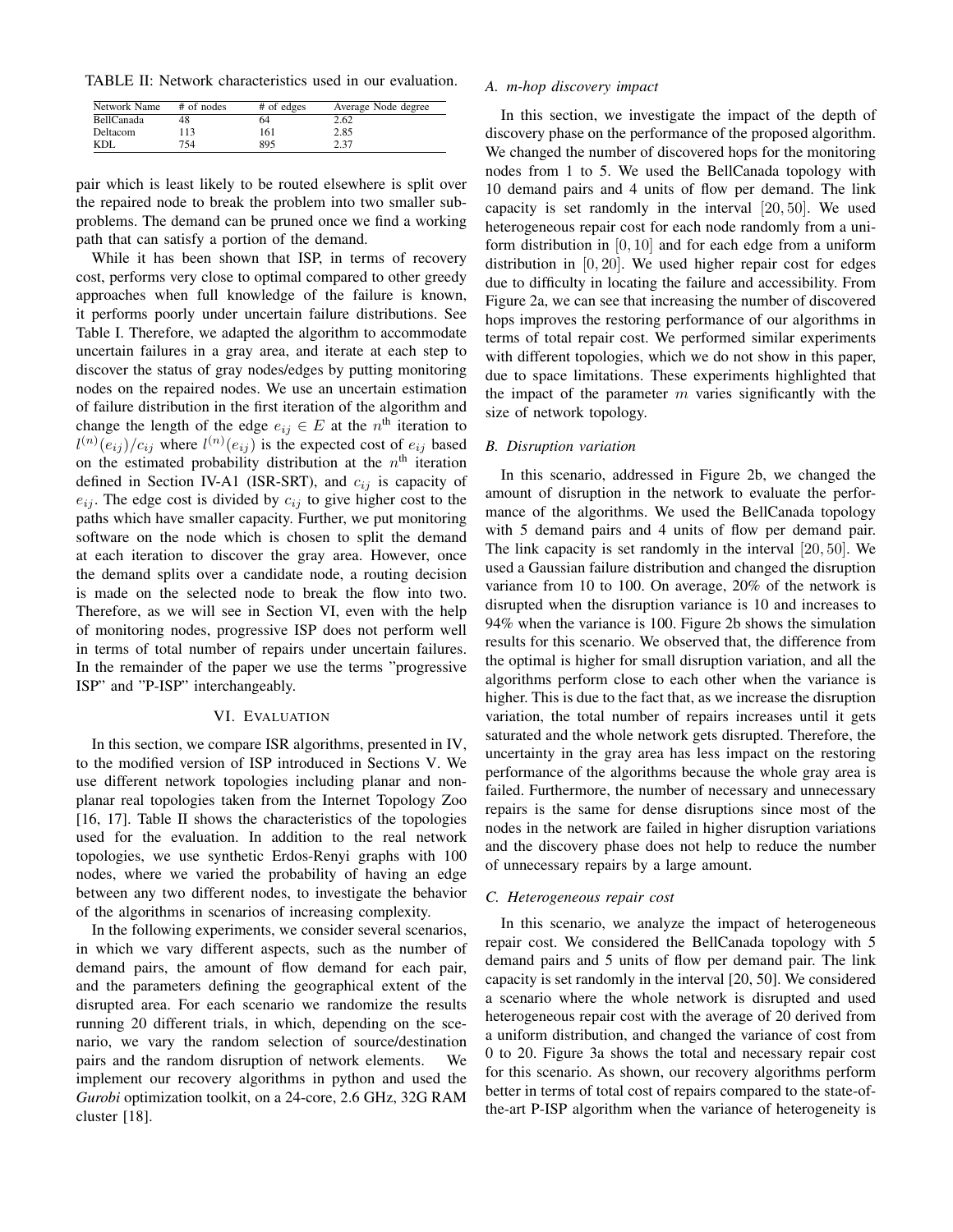TABLE II: Network characteristics used in our evaluation.

| Network Name | # of nodes | # of edges | Average Node degree |
|---|---|---|---|
| BellCanada | 48 | 64 | 2.62 |
| Deltacom | 113 | 161 | 2.85 |
| KDL | 754 | 895 | 2.37 |

pair which is least likely to be routed elsewhere is split over the repaired node to break the problem into two smaller subproblems. The demand can be pruned once we find a working path that can satisfy a portion of the demand.

While it has been shown that ISP, in terms of recovery cost, performs very close to optimal compared to other greedy approaches when full knowledge of the failure is known, it performs poorly under uncertain failure distributions. See Table I. Therefore, we adapted the algorithm to accommodate uncertain failures in a gray area, and iterate at each step to discover the status of gray nodes/edges by putting monitoring nodes on the repaired nodes. We use an uncertain estimation of failure distribution in the first iteration of the algorithm and change the length of the edge $e_{ij} \in E$ at the $n^{\text{th}}$ iteration to $l^{(n)}(e_{ij})/c_{ij}$ where $l^{(n)}(e_{ij})$ is the expected cost of $e_{ij}$ based on the estimated probability distribution at the $n^{\text{th}}$ iteration defined in Section IV-A1 (ISR-SRT), and $c_{ij}$ is capacity of $e_{ij}$. The edge cost is divided by $c_{ij}$ to give higher cost to the paths which have smaller capacity. Further, we put monitoring software on the node which is chosen to split the demand at each iteration to discover the gray area. However, once the demand splits over a candidate node, a routing decision is made on the selected node to break the flow into two. Therefore, as we will see in Section VI, even with the help of monitoring nodes, progressive ISP does not perform well in terms of total number of repairs under uncertain failures. In the remainder of the paper we use the terms "progressive ISP" and "P-ISP" interchangeably.

## VI. Evaluation

In this section, we compare ISR algorithms, presented in IV, to the modified version of ISP introduced in Sections V. We use different network topologies including planar and non-planar real topologies taken from the Internet Topology Zoo [16, 17]. Table II shows the characteristics of the topologies used for the evaluation. In addition to the real network topologies, we use synthetic Erdos-Renyi graphs with 100 nodes, where we varied the probability of having an edge between any two different nodes, to investigate the behavior of the algorithms in scenarios of increasing complexity.

In the following experiments, we consider several scenarios, in which we vary different aspects, such as the number of demand pairs, the amount of flow demand for each pair, and the parameters defining the geographical extent of the disrupted area. For each scenario we randomize the results running 20 different trials, in which, depending on the scenario, we vary the random selection of source/destination pairs and the random disruption of network elements. We implement our recovery algorithms in python and used the *Gurobi* optimization toolkit, on a 24-core, 2.6 GHz, 32G RAM cluster [18].

### A. m-hop discovery impact

In this section, we investigate the impact of the depth of discovery phase on the performance of the proposed algorithm. We changed the number of discovered hops for the monitoring nodes from 1 to 5. We used the BellCanada topology with 10 demand pairs and 4 units of flow per demand. The link capacity is set randomly in the interval $[20, 50]$. We used heterogeneous repair cost for each node randomly from a uniform distribution in $[0, 10]$ and for each edge from a uniform distribution in $[0, 20]$. We used higher repair cost for edges due to difficulty in locating the failure and accessibility. From Figure 2a, we can see that increasing the number of discovered hops improves the restoring performance of our algorithms in terms of total repair cost. We performed similar experiments with different topologies, which we do not show in this paper, due to space limitations. These experiments highlighted that the impact of the parameter $m$ varies significantly with the size of network topology.

### B. Disruption variation

In this scenario, addressed in Figure 2b, we changed the amount of disruption in the network to evaluate the performance of the algorithms. We used the BellCanada topology with 5 demand pairs and 4 units of flow per demand pair. The link capacity is set randomly in the interval $[20, 50]$. We used a Gaussian failure distribution and changed the disruption variance from 10 to 100. On average, 20% of the network is disrupted when the disruption variance is 10 and increases to 94% when the variance is 100. Figure 2b shows the simulation results for this scenario. We observed that, the difference from the optimal is higher for small disruption variation, and all the algorithms perform close to each other when the variance is higher. This is due to the fact that, as we increase the disruption variation, the total number of repairs increases until it gets saturated and the whole network gets disrupted. Therefore, the uncertainty in the gray area has less impact on the restoring performance of the algorithms because the whole gray area is failed. Furthermore, the number of necessary and unnecessary repairs is the same for dense disruptions since most of the nodes in the network are failed in higher disruption variations and the discovery phase does not help to reduce the number of unnecessary repairs by a large amount.

### C. Heterogeneous repair cost

In this scenario, we analyze the impact of heterogeneous repair cost. We considered the BellCanada topology with 5 demand pairs and 5 units of flow per demand pair. The link capacity is set randomly in the interval [20, 50]. We considered a scenario where the whole network is disrupted and used heterogeneous repair cost with the average of 20 derived from a uniform distribution, and changed the variance of cost from 0 to 20. Figure 3a shows the total and necessary repair cost for this scenario. As shown, our recovery algorithms perform better in terms of total cost of repairs compared to the state-of-the-art P-ISP algorithm when the variance of heterogeneity is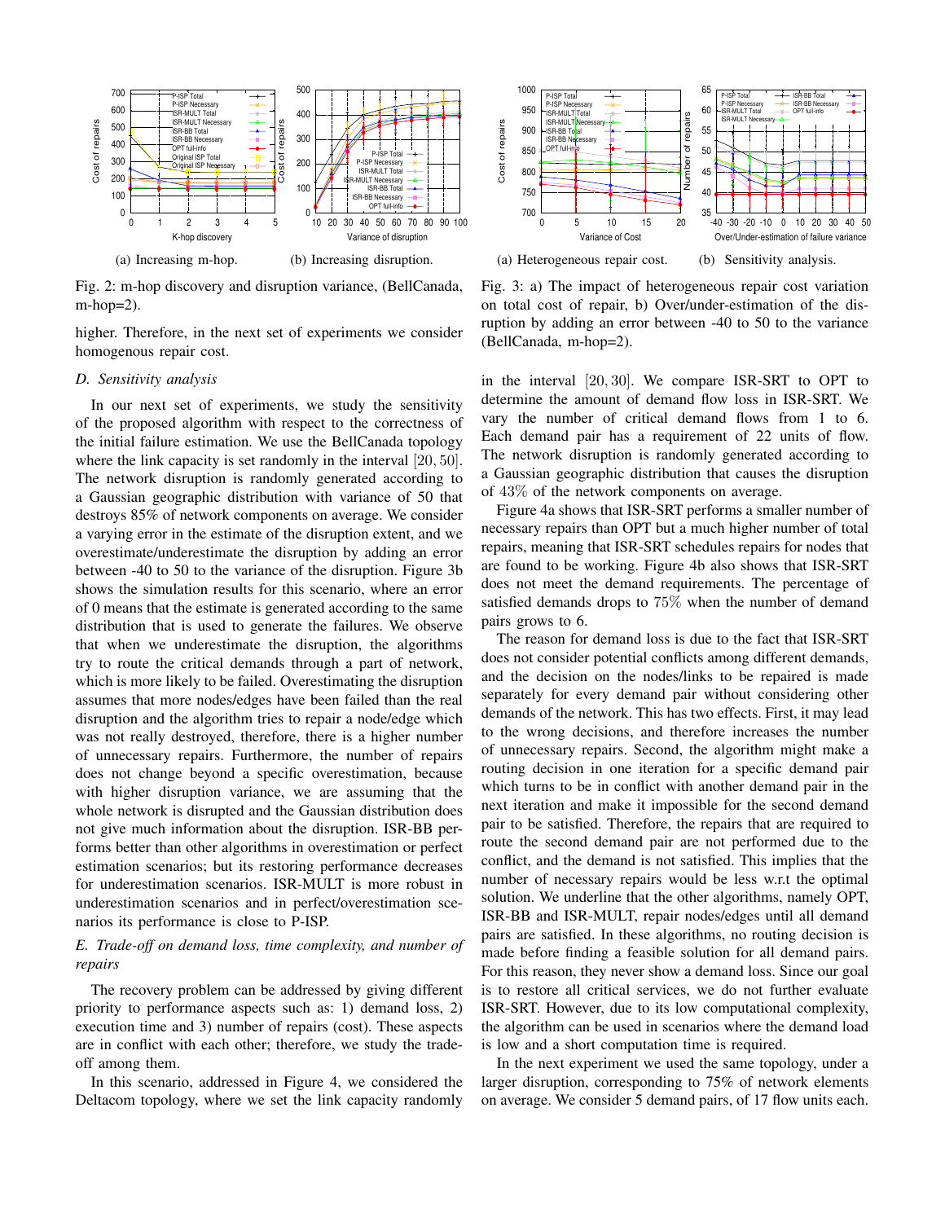(a) Increasing m-hop. (b) Increasing disruption.

Fig. 2: m-hop discovery and disruption variance, (BellCanada, m-hop=2).

(a) Heterogeneous repair cost. (b) Sensitivity analysis.

Fig. 3: a) The impact of heterogeneous repair cost variation on total cost of repair, b) Over/under-estimation of the disruption by adding an error between -40 to 50 to the variance (BellCanada, m-hop=2).

higher. Therefore, in the next set of experiments we consider homogenous repair cost.

### *D. Sensitivity analysis*

In our next set of experiments, we study the sensitivity of the proposed algorithm with respect to the correctness of the initial failure estimation. We use the BellCanada topology where the link capacity is set randomly in the interval $[20, 50]$. The network disruption is randomly generated according to a Gaussian geographic distribution with variance of 50 that destroys 85% of network components on average. We consider a varying error in the estimate of the disruption extent, and we overestimate/underestimate the disruption by adding an error between -40 to 50 to the variance of the disruption. Figure 3b shows the simulation results for this scenario, where an error of 0 means that the estimate is generated according to the same distribution that is used to generate the failures. We observe that when we underestimate the disruption, the algorithms try to route the critical demands through a part of network, which is more likely to be failed. Overestimating the disruption assumes that more nodes/edges have been failed than the real disruption and the algorithm tries to repair a node/edge which was not really destroyed, therefore, there is a higher number of unnecessary repairs. Furthermore, the number of repairs does not change beyond a specific overestimation, because with higher disruption variance, we are assuming that the whole network is disrupted and the Gaussian distribution does not give much information about the disruption. ISR-BB performs better than other algorithms in overestimation or perfect estimation scenarios; but its restoring performance decreases for underestimation scenarios. ISR-MULT is more robust in underestimation scenarios and in perfect/overestimation scenarios its performance is close to P-ISP.

### *E. Trade-off on demand loss, time complexity, and number of repairs*

The recovery problem can be addressed by giving different priority to performance aspects such as: 1) demand loss, 2) execution time and 3) number of repairs (cost). These aspects are in conflict with each other; therefore, we study the trade-off among them.

In this scenario, addressed in Figure 4, we considered the Deltacom topology, where we set the link capacity randomly in the interval $[20, 30]$. We compare ISR-SRT to OPT to determine the amount of demand flow loss in ISR-SRT. We vary the number of critical demand flows from 1 to 6. Each demand pair has a requirement of 22 units of flow. The network disruption is randomly generated according to a Gaussian geographic distribution that causes the disruption of $43\%$ of the network components on average.

Figure 4a shows that ISR-SRT performs a smaller number of necessary repairs than OPT but a much higher number of total repairs, meaning that ISR-SRT schedules repairs for nodes that are found to be working. Figure 4b also shows that ISR-SRT does not meet the demand requirements. The percentage of satisfied demands drops to $75\%$ when the number of demand pairs grows to 6.

The reason for demand loss is due to the fact that ISR-SRT does not consider potential conflicts among different demands, and the decision on the nodes/links to be repaired is made separately for every demand pair without considering other demands of the network. This has two effects. First, it may lead to the wrong decisions, and therefore increases the number of unnecessary repairs. Second, the algorithm might make a routing decision in one iteration for a specific demand pair which turns to be in conflict with another demand pair in the next iteration and make it impossible for the second demand pair to be satisfied. Therefore, the repairs that are required to route the second demand pair are not performed due to the conflict, and the demand is not satisfied. This implies that the number of necessary repairs would be less w.r.t the optimal solution. We underline that the other algorithms, namely OPT, ISR-BB and ISR-MULT, repair nodes/edges until all demand pairs are satisfied. In these algorithms, no routing decision is made before finding a feasible solution for all demand pairs. For this reason, they never show a demand loss. Since our goal is to restore all critical services, we do not further evaluate ISR-SRT. However, due to its low computational complexity, the algorithm can be used in scenarios where the demand load is low and a short computation time is required.

In the next experiment we used the same topology, under a larger disruption, corresponding to 75% of network elements on average. We consider 5 demand pairs, of 17 flow units each.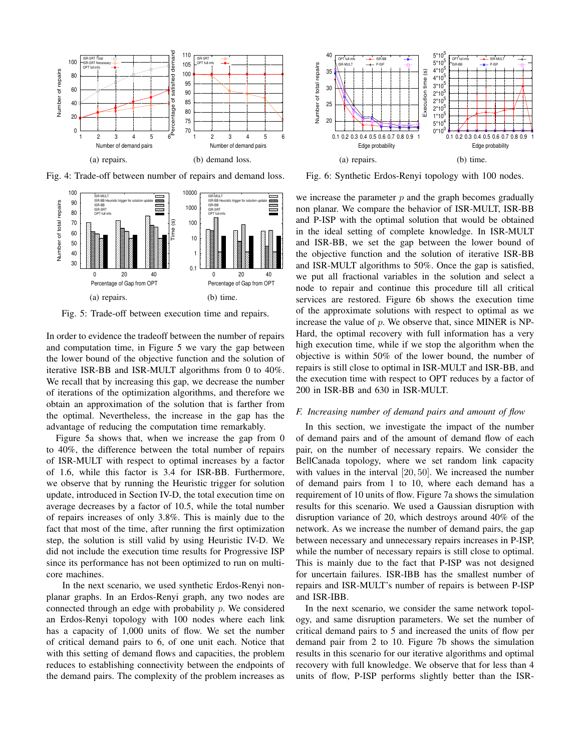(a) repairs.

(b) demand loss.

Fig. 4: Trade-off between number of repairs and demand loss.

(a) repairs.

(b) time.

Fig. 5: Trade-off between execution time and repairs.

In order to evidence the tradeoff between the number of repairs and computation time, in Figure 5 we vary the gap between the lower bound of the objective function and the solution of iterative ISR-BB and ISR-MULT algorithms from 0 to 40%. We recall that by increasing this gap, we decrease the number of iterations of the optimization algorithms, and therefore we obtain an approximation of the solution that is farther from the optimal. Nevertheless, the increase in the gap has the advantage of reducing the computation time remarkably.

Figure 5a shows that, when we increase the gap from 0 to 40%, the difference between the total number of repairs of ISR-MULT with respect to optimal increases by a factor of 1.6, while this factor is 3.4 for ISR-BB. Furthermore, we observe that by running the Heuristic trigger for solution update, introduced in Section IV-D, the total execution time on average decreases by a factor of 10.5, while the total number of repairs increases of only 3.8%. This is mainly due to the fact that most of the time, after running the first optimization step, the solution is still valid by using Heuristic IV-D. We did not include the execution time results for Progressive ISP since its performance has not been optimized to run on multi-core machines.

In the next scenario, we used synthetic Erdos-Renyi non-planar graphs. In an Erdos-Renyi graph, any two nodes are connected through an edge with probability $p$. We considered an Erdos-Renyi topology with 100 nodes where each link has a capacity of 1,000 units of flow. We set the number of critical demand pairs to 6, of one unit each. Notice that with this setting of demand flows and capacities, the problem reduces to establishing connectivity between the endpoints of the demand pairs. The complexity of the problem increases as we increase the parameter $p$ and the graph becomes gradually non planar. We compare the behavior of ISR-MULT, ISR-BB and P-ISP with the optimal solution that would be obtained in the ideal setting of complete knowledge. In ISR-MULT and ISR-BB, we set the gap between the lower bound of the objective function and the solution of iterative ISR-BB and ISR-MULT algorithms to 50%. Once the gap is satisfied, we put all fractional variables in the solution and select a node to repair and continue this procedure till all critical services are restored. Figure 6b shows the execution time of the approximate solutions with respect to optimal as we increase the value of $p$. We observe that, since MINER is NP-Hard, the optimal recovery with full information has a very high execution time, while if we stop the algorithm when the objective is within 50% of the lower bound, the number of repairs is still close to optimal in ISR-MULT and ISR-BB, and the execution time with respect to OPT reduces by a factor of 200 in ISR-BB and 630 in ISR-MULT.

(a) repairs.

(b) time.

Fig. 6: Synthetic Erdos-Renyi topology with 100 nodes.

## *F. Increasing number of demand pairs and amount of flow*

In this section, we investigate the impact of the number of demand pairs and of the amount of demand flow of each pair, on the number of necessary repairs. We consider the BellCanada topology, where we set random link capacity with values in the interval $[20, 50]$. We increased the number of demand pairs from 1 to 10, where each demand has a requirement of 10 units of flow. Figure 7a shows the simulation results for this scenario. We used a Gaussian disruption with disruption variance of 20, which destroys around 40% of the network. As we increase the number of demand pairs, the gap between necessary and unnecessary repairs increases in P-ISP, while the number of necessary repairs is still close to optimal. This is mainly due to the fact that P-ISP was not designed for uncertain failures. ISR-IBB has the smallest number of repairs and ISR-MULT's number of repairs is between P-ISP and ISR-IBB.

In the next scenario, we consider the same network topology, and same disruption parameters. We set the number of critical demand pairs to 5 and increased the units of flow per demand pair from 2 to 10. Figure 7b shows the simulation results in this scenario for our iterative algorithms and optimal recovery with full knowledge. We observe that for less than 4 units of flow, P-ISP performs slightly better than the ISR-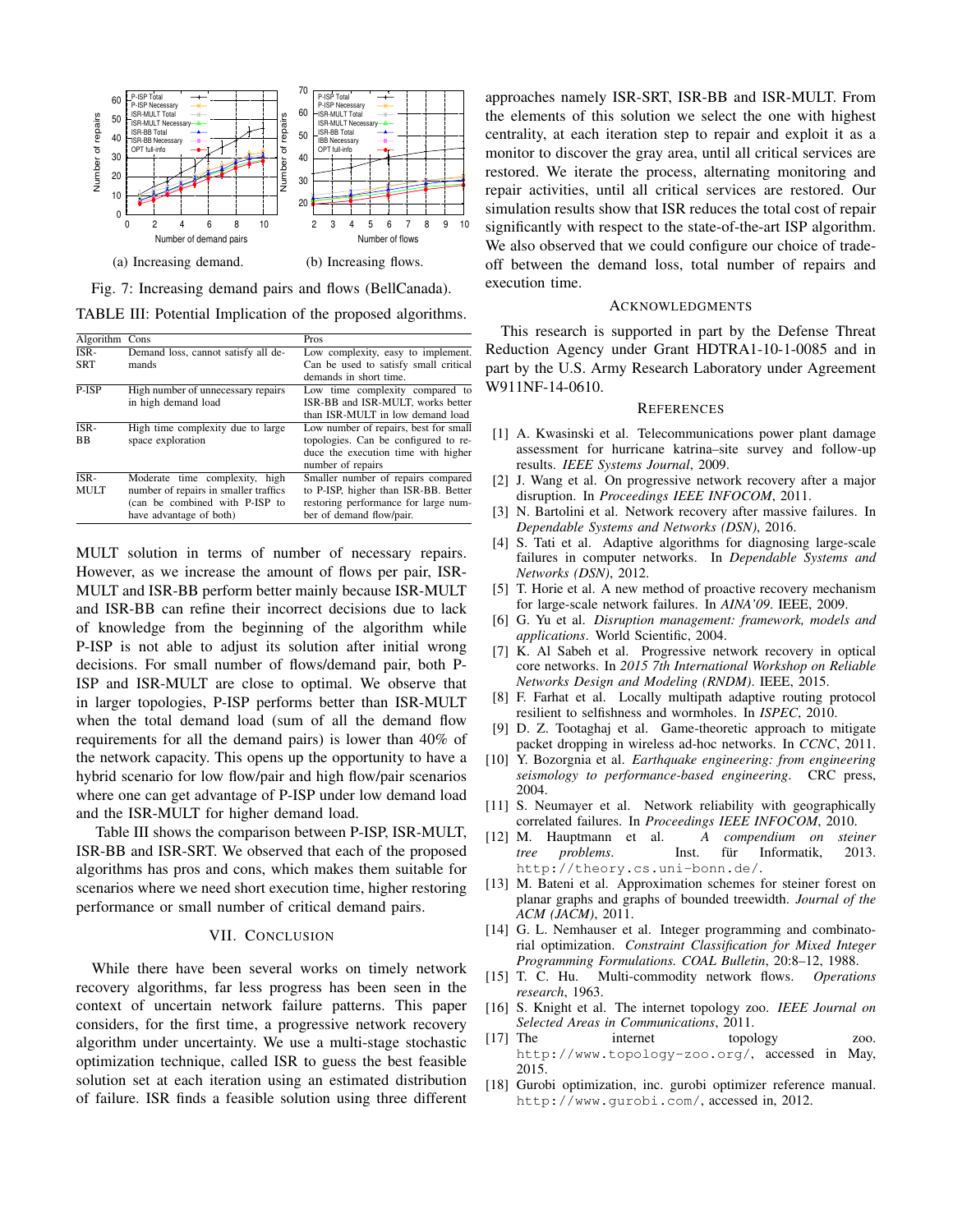60
P-ISP Total
P-ISP Necessary
ISR-MULT Total
ISR-MULT Necessary
ISR-BB Total
ISR-BB Necessary
OPT full-info
Number of repairs
50
40
30
20
10
0
0 2 4 6 8 10
Number of demand pairs

(a) Increasing demand.

70
P-ISP Total
P-ISP Necessary
ISR-MULT Total
ISR-MULT Necessary
ISR-BB Total
IBB Necessary
OPT full-info
Number of repairs
60
50
40
30
20
2 3 4 5 6 7 8 9 10
Number of flows

(b) Increasing flows.

Fig. 7: Increasing demand pairs and flows (BellCanada).

TABLE III: Potential Implication of the proposed algorithms.

| Algorithm | Cons | Pros |
|---|---|---|
| ISR-SRT | Demand loss, cannot satisfy all demands | Low complexity, easy to implement. Can be used to satisfy small critical demands in short time. |
| P-ISP | High number of unnecessary repairs in high demand load | Low time complexity compared to ISR-BB and ISR-MULT, works better than ISR-MULT in low demand load |
| ISR-BB | High time complexity due to large space exploration | Low number of repairs, best for small topologies. Can be configured to reduce the execution time with higher number of repairs |
| ISR-MULT | Moderate time complexity, high number of repairs in smaller traffics (can be combined with P-ISP to have advantage of both) | Smaller number of repairs compared to P-ISP, higher than ISR-BB. Better restoring performance for large number of demand flow/pair. |

MULT solution in terms of number of necessary repairs. However, as we increase the amount of flows per pair, ISR-MULT and ISR-BB perform better mainly because ISR-MULT and ISR-BB can refine their incorrect decisions due to lack of knowledge from the beginning of the algorithm while P-ISP is not able to adjust its solution after initial wrong decisions. For small number of flows/demand pair, both P-ISP and ISR-MULT are close to optimal. We observe that in larger topologies, P-ISP performs better than ISR-MULT when the total demand load (sum of all the demand flow requirements for all the demand pairs) is lower than 40% of the network capacity. This opens up the opportunity to have a hybrid scenario for low flow/pair and high flow/pair scenarios where one can get advantage of P-ISP under low demand load and the ISR-MULT for higher demand load.

Table III shows the comparison between P-ISP, ISR-MULT, ISR-BB and ISR-SRT. We observed that each of the proposed algorithms has pros and cons, which makes them suitable for scenarios where we need short execution time, higher restoring performance or small number of critical demand pairs.

## VII. Conclusion

While there have been several works on timely network recovery algorithms, far less progress has been seen in the context of uncertain network failure patterns. This paper considers, for the first time, a progressive network recovery algorithm under uncertainty. We use a multi-stage stochastic optimization technique, called ISR to guess the best feasible solution set at each iteration using an estimated distribution of failure. ISR finds a feasible solution using three different approaches namely ISR-SRT, ISR-BB and ISR-MULT. From the elements of this solution we select the one with highest centrality, at each iteration step to repair and exploit it as a monitor to discover the gray area, until all critical services are restored. We iterate the process, alternating monitoring and repair activities, until all critical services are restored. Our simulation results show that ISR reduces the total cost of repair significantly with respect to the state-of-the-art ISP algorithm. We also observed that we could configure our choice of trade-off between the demand loss, total number of repairs and execution time.

## Acknowledgments

This research is supported in part by the Defense Threat Reduction Agency under Grant HDTRA1-10-1-0085 and in part by the U.S. Army Research Laboratory under Agreement W911NF-14-0610.

## References

[1] A. Kwasinski et al. Telecommunications power plant damage assessment for hurricane katrina–site survey and follow-up results. *IEEE Systems Journal*, 2009.

[2] J. Wang et al. On progressive network recovery after a major disruption. In *Proceedings IEEE INFOCOM*, 2011.

[3] N. Bartolini et al. Network recovery after massive failures. In *Dependable Systems and Networks (DSN)*, 2016.

[4] S. Tati et al. Adaptive algorithms for diagnosing large-scale failures in computer networks. In *Dependable Systems and Networks (DSN)*, 2012.

[5] T. Horie et al. A new method of proactive recovery mechanism for large-scale network failures. In *AINA'09*. IEEE, 2009.

[6] G. Yu et al. *Disruption management: framework, models and applications*. World Scientific, 2004.

[7] K. Al Sabeh et al. Progressive network recovery in optical core networks. In *2015 7th International Workshop on Reliable Networks Design and Modeling (RNDM)*. IEEE, 2015.

[8] F. Farhat et al. Locally multipath adaptive routing protocol resilient to selfishness and wormholes. In *ISPEC*, 2010.

[9] D. Z. Tootaghaj et al. Game-theoretic approach to mitigate packet dropping in wireless ad-hoc networks. In *CCNC*, 2011.

[10] Y. Bozorgnia et al. *Earthquake engineering: from engineering seismology to performance-based engineering*. CRC press, 2004.

[11] S. Neumayer et al. Network reliability with geographically correlated failures. In *Proceedings IEEE INFOCOM*, 2010.

[12] M. Hauptmann et al. *A compendium on steiner tree problems*. Inst. für Informatik, 2013. http://theory.cs.uni-bonn.de/.

[13] M. Bateni et al. Approximation schemes for steiner forest on planar graphs and graphs of bounded treewidth. *Journal of the ACM (JACM)*, 2011.

[14] G. L. Nemhauser et al. Integer programming and combinatorial optimization. *Constraint Classification for Mixed Integer Programming Formulations. COAL Bulletin*, 20:8–12, 1988.

[15] T. C. Hu. Multi-commodity network flows. *Operations research*, 1963.

[16] S. Knight et al. The internet topology zoo. *IEEE Journal on Selected Areas in Communications*, 2011.

[17] The internet topology zoo. http://www.topology-zoo.org/, accessed in May, 2015.

[18] Gurobi optimization, inc. gurobi optimizer reference manual. http://www.gurobi.com/, accessed in, 2012.